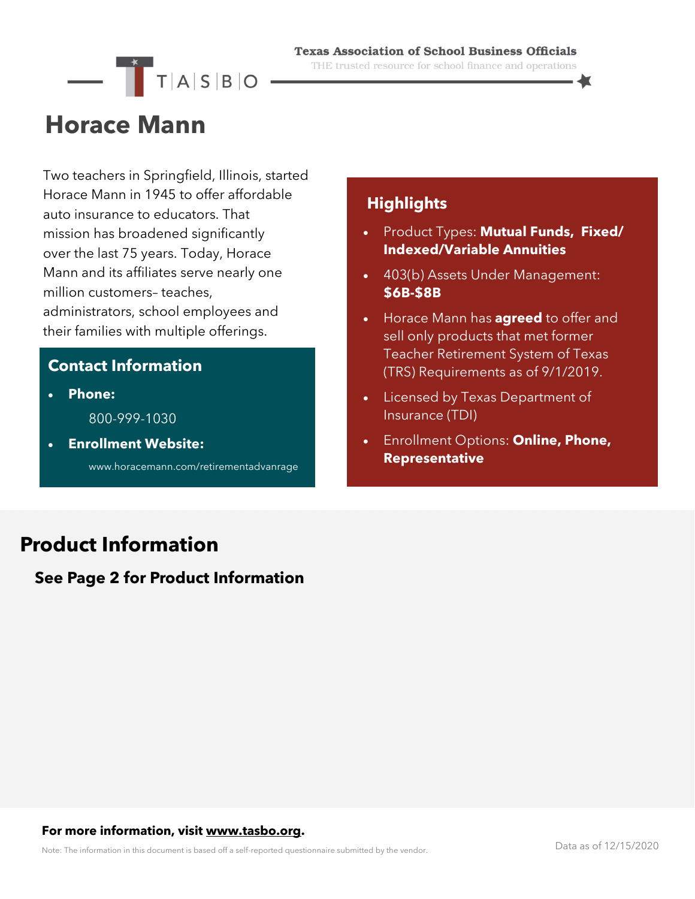Texas Association of School Business Officials

THE trusted resource for school finance and operations

# Horace Mann

Two teachers in Springfield, Illinois, started Horace Mann in 1945 to offer affordable auto insurance to educators. That mission has broadened significantly over the last 75 years. Today, Horace Mann and its affiliates serve nearly one million customers– teaches, administrators, school employees and their families with multiple offerings.

## Contact Information

- **Phone:**
  800-999-1030
- **Enrollment Website:**
  www.horacemann.com/retirementadvanrage

## Highlights

- Product Types: **Mutual Funds, Fixed/ Indexed/Variable Annuities**
- 403(b) Assets Under Management: **$6B-$8B**
- Horace Mann has **agreed** to offer and sell only products that met former Teacher Retirement System of Texas (TRS) Requirements as of 9/1/2019.
- Licensed by Texas Department of Insurance (TDI)
- Enrollment Options: **Online, Phone, Representative**

## Product Information

### See Page 2 for Product Information

**For more information, visit www.tasbo.org.**

Note: The information in this document is based off a self-reported questionnaire submitted by the vendor.

Data as of 12/15/2020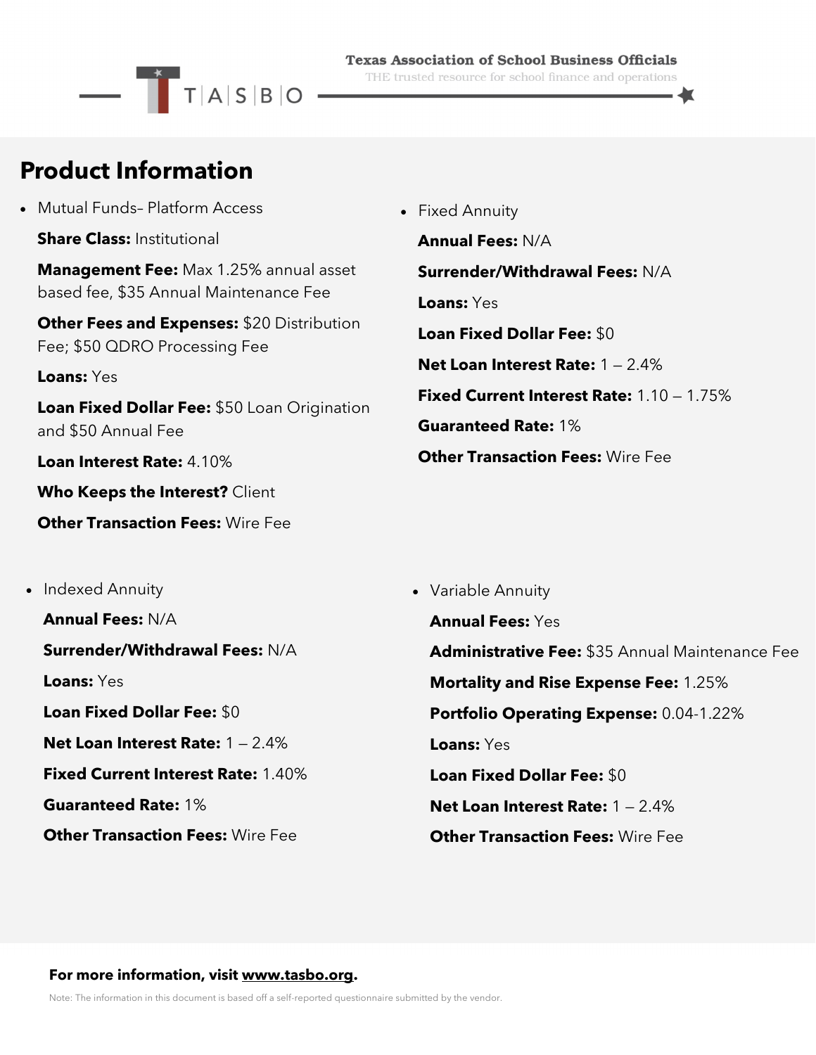## Product Information

- Mutual Funds– Platform Access

  **Share Class:** Institutional

  **Management Fee:** Max 1.25% annual asset based fee, $35 Annual Maintenance Fee

  **Other Fees and Expenses:** $20 Distribution Fee; $50 QDRO Processing Fee

  **Loans:** Yes

  **Loan Fixed Dollar Fee:** $50 Loan Origination and $50 Annual Fee

  **Loan Interest Rate:** 4.10%

  **Who Keeps the Interest?** Client

  **Other Transaction Fees:** Wire Fee

- Fixed Annuity

  **Annual Fees:** N/A

  **Surrender/Withdrawal Fees:** N/A

  **Loans:** Yes

  **Loan Fixed Dollar Fee:** $0

  **Net Loan Interest Rate:** 1 – 2.4%

  **Fixed Current Interest Rate:** 1.10 – 1.75%

  **Guaranteed Rate:** 1%

  **Other Transaction Fees:** Wire Fee

- Indexed Annuity

  **Annual Fees:** N/A

  **Surrender/Withdrawal Fees:** N/A

  **Loans:** Yes

  **Loan Fixed Dollar Fee:** $0

  **Net Loan Interest Rate:** 1 – 2.4%

  **Fixed Current Interest Rate:** 1.40%

  **Guaranteed Rate:** 1%

  **Other Transaction Fees:** Wire Fee

- Variable Annuity

  **Annual Fees:** Yes

  **Administrative Fee:** $35 Annual Maintenance Fee

  **Mortality and Rise Expense Fee:** 1.25%

  **Portfolio Operating Expense:** 0.04-1.22%

  **Loans:** Yes

  **Loan Fixed Dollar Fee:** $0

  **Net Loan Interest Rate:** 1 – 2.4%

  **Other Transaction Fees:** Wire Fee

**For more information, visit www.tasbo.org.**

Note: The information in this document is based off a self-reported questionnaire submitted by the vendor.